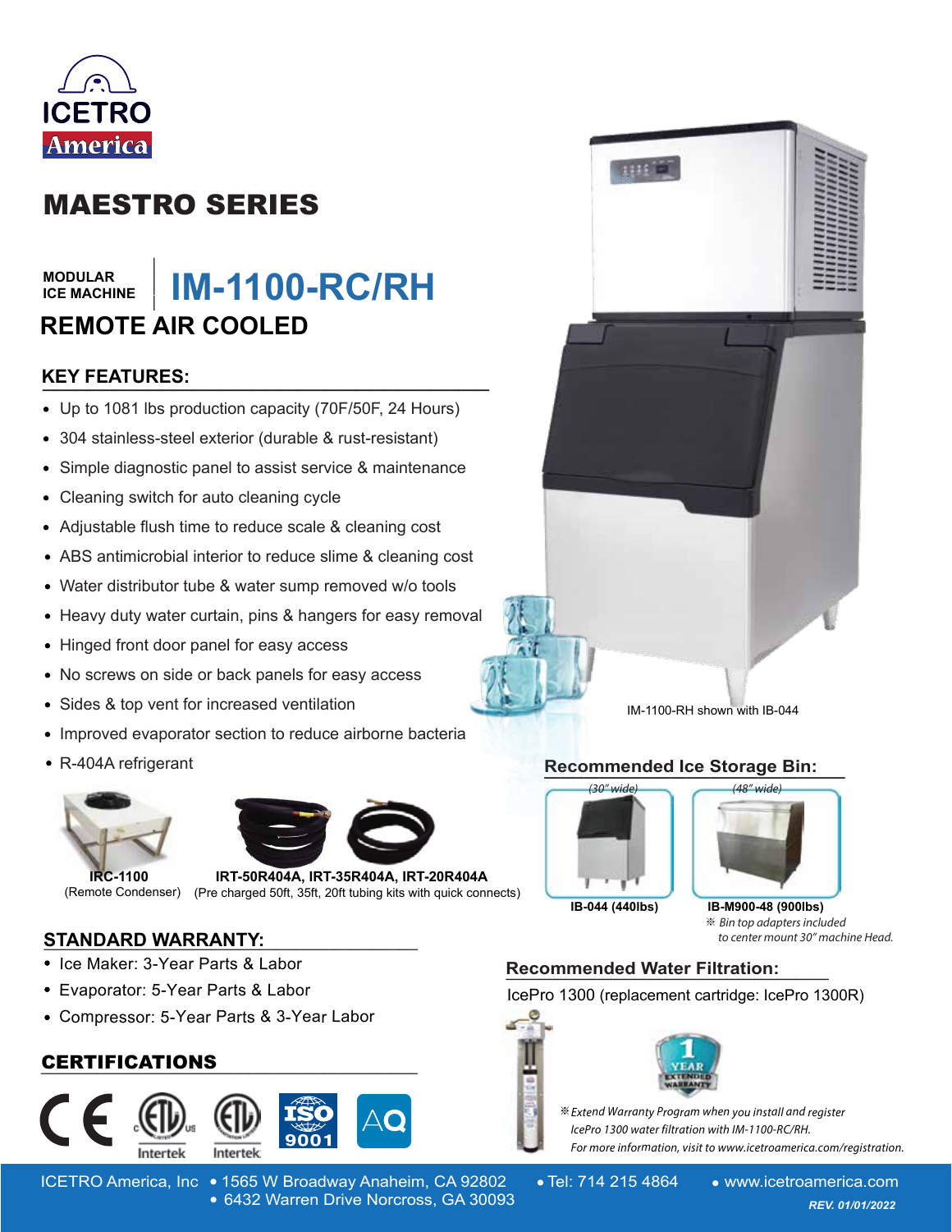ICETRO America

# MAESTRO SERIES

MODULAR ICE MACHINE

# IM-1100-RC/RH

## REMOTE AIR COOLED

### KEY FEATURES:

- Up to 1081 lbs production capacity (70F/50F, 24 Hours)
- 304 stainless-steel exterior (durable & rust-resistant)
- Simple diagnostic panel to assist service & maintenance
- Cleaning switch for auto cleaning cycle
- Adjustable flush time to reduce scale & cleaning cost
- ABS antimicrobial interior to reduce slime & cleaning cost
- Water distributor tube & water sump removed w/o tools
- Heavy duty water curtain, pins & hangers for easy removal
- Hinged front door panel for easy access
- No screws on side or back panels for easy access
- Sides & top vent for increased ventilation
- Improved evaporator section to reduce airborne bacteria
- R-404A refrigerant

**IRC-1100**
(Remote Condenser)

**IRT-50R404A, IRT-35R404A, IRT-20R404A**
(Pre charged 50ft, 35ft, 20ft tubing kits with quick connects)

IM-1100-RH shown with IB-044

### Recommended Ice Storage Bin:

*(30" wide)* **IB-044 (440lbs)**

*(48" wide)* **IB-M900-48 (900lbs)**
※ *Bin top adapters included to center mount 30" machine Head.*

### STANDARD WARRANTY:

- Ice Maker: 3-Year Parts & Labor
- Evaporator: 5-Year Parts & Labor
- Compressor: 5-Year Parts & 3-Year Labor

### Recommended Water Filtration:

IcePro 1300 (replacement cartridge: IcePro 1300R)

1 YEAR EXTENDED WARRANTY

※ *Extend Warranty Program when you install and register IcePro 1300 water filtration with IM-1100-RC/RH. For more information, visit to www.icetroamerica.com/registration.*

### CERTIFICATIONS

CE, ETL Listed (Intertek), ETL Sanitation (Intertek), ISO 9001, AQ

ICETRO America, Inc • 1565 W Broadway Anaheim, CA 92802 • 6432 Warren Drive Norcross, GA 30093 • Tel: 714 215 4864 • www.icetroamerica.com

*REV. 01/01/2022*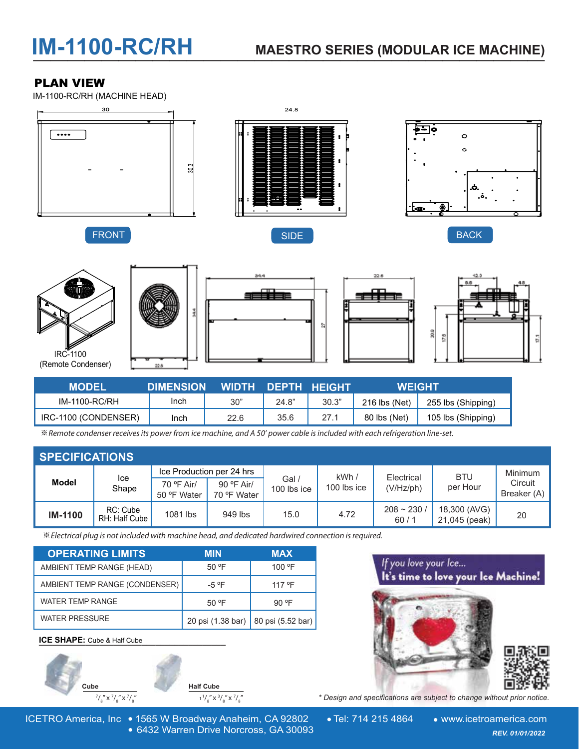# IM-1100-RC/RH

## MAESTRO SERIES (MODULAR ICE MACHINE)

### PLAN VIEW

IM-1100-RC/RH (MACHINE HEAD)

30

30.3

24.8

FRONT

SIDE

BACK

IRC-1100
(Remote Condenser)

34.4

22.6

27

12.3

8.8

4.8

20.9

17.8

17.1

| MODEL | DIMENSION | WIDTH | DEPTH | HEIGHT | WEIGHT | |
|---|---|---|---|---|---|---|
| IM-1100-RC/RH | Inch | 30" | 24.8" | 30.3" | 216 lbs (Net) | 255 lbs (Shipping) |
| IRC-1100 (CONDENSER) | Inch | 22.6 | 35.6 | 27.1 | 80 lbs (Net) | 105 lbs (Shipping) |

※ *Remote condenser receives its power from ice machine, and A 50' power cable is included with each refrigeration line-set.*

## SPECIFICATIONS

| Model | Ice Shape | Ice Production per 24 hrs | | Gal / 100 lbs ice | kWh / 100 lbs ice | Electrical (V/Hz/ph) | BTU per Hour | Minimum Circuit Breaker (A) |
|---|---|---|---|---|---|---|---|---|
| | | 70 ºF Air/ 50 ºF Water | 90 ºF Air/ 70 ºF Water | | | | | |
| **IM-1100** | RC: Cube RH: Half Cube | 1081 lbs | 949 lbs | 15.0 | 4.72 | 208 ~ 230 / 60 / 1 | 18,300 (AVG) 21,045 (peak) | 20 |

※ *Electrical plug is not included with machine head, and dedicated hardwired connection is required.*

| OPERATING LIMITS | MIN | MAX |
|---|---|---|
| AMBIENT TEMP RANGE (HEAD) | 50 ºF | 100 ºF |
| AMBIENT TEMP RANGE (CONDENSER) | -5 ºF | 117 ºF |
| WATER TEMP RANGE | 50 ºF | 90 ºF |
| WATER PRESSURE | 20 psi (1.38 bar) | 80 psi (5.52 bar) |

**ICE SHAPE:** Cube & Half Cube

Cube
7/8" x 7/8" x 7/8"

Half Cube
1 1/8" x 3/8" x 7/8"

*If you love your Ice...*
**It's time to love your Ice Machine!**

*\* Design and specifications are subject to change without prior notice.*

ICETRO America, Inc • 1565 W Broadway Anaheim, CA 92802 • 6432 Warren Drive Norcross, GA 30093 • Tel: 714 215 4864 • www.icetroamerica.com

REV. 01/01/2022